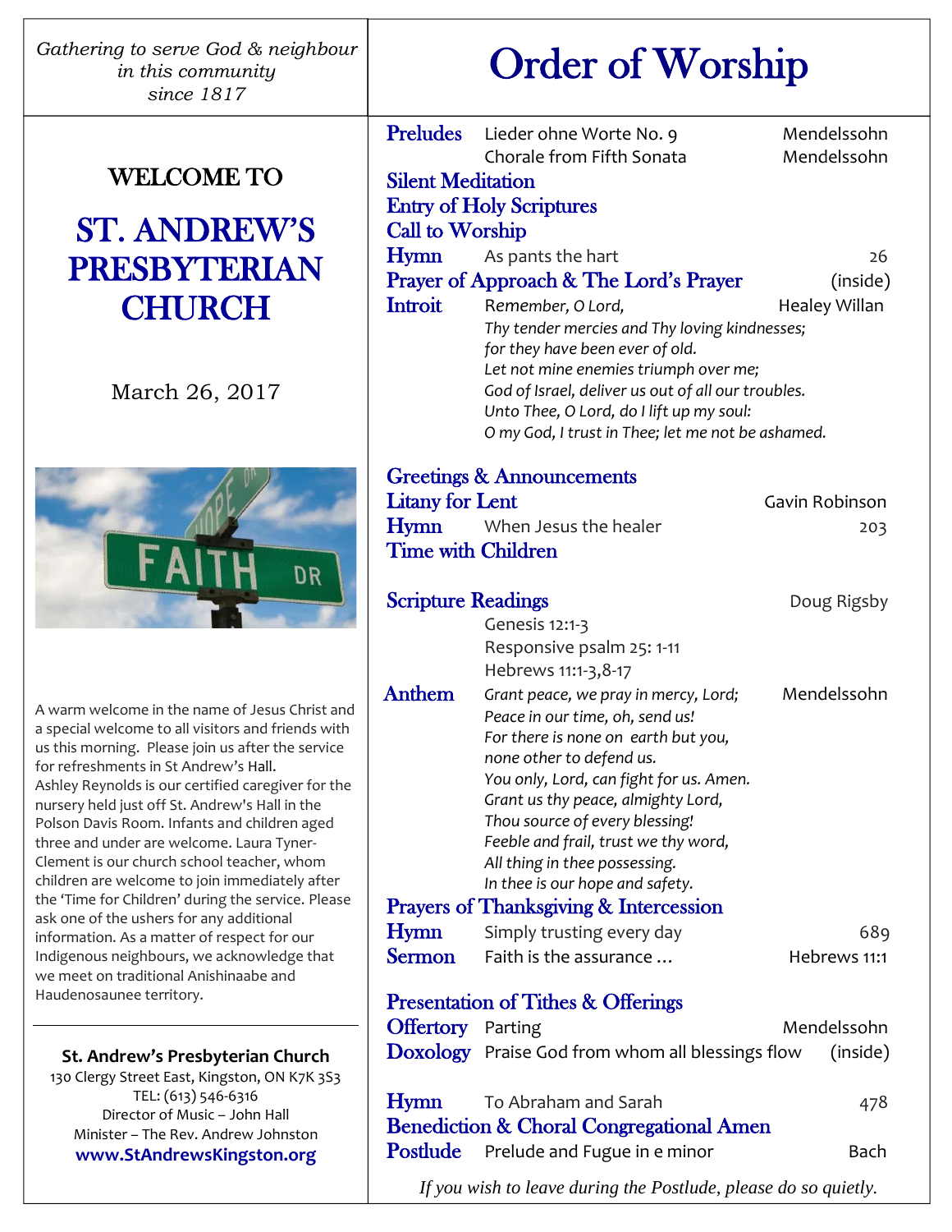*Gathering to serve God & neighbour*
*in this community*
*since 1817*

WELCOME TO

# ST. ANDREW'S PRESBYTERIAN CHURCH

March 26, 2017

A warm welcome in the name of Jesus Christ and a special welcome to all visitors and friends with us this morning. Please join us after the service for refreshments in St Andrew's Hall. Ashley Reynolds is our certified caregiver for the nursery held just off St. Andrew's Hall in the Polson Davis Room. Infants and children aged three and under are welcome. Laura Tyner-Clement is our church school teacher, whom children are welcome to join immediately after the 'Time for Children' during the service. Please ask one of the ushers for any additional information. As a matter of respect for our Indigenous neighbours, we acknowledge that we meet on traditional Anishinaabe and Haudenosaunee territory.

---

**St. Andrew's Presbyterian Church**
130 Clergy Street East, Kingston, ON K7K 3S3
TEL: (613) 546-6316
Director of Music – John Hall
Minister – The Rev. Andrew Johnston
**www.StAndrewsKingston.org**

# Order of Worship

**Preludes** — Lieder ohne Worte No. 9 — Mendelssohn
Chorale from Fifth Sonata — Mendelssohn

**Silent Meditation**

**Entry of Holy Scriptures**

**Call to Worship**

**Hymn** — As pants the hart — 26

**Prayer of Approach & The Lord's Prayer** — (inside)

**Introit** — Remember, O Lord, — Healey Willan

*Thy tender mercies and Thy loving kindnesses;*
*for they have been ever of old.*
*Let not mine enemies triumph over me;*
*God of Israel, deliver us out of all our troubles.*
*Unto Thee, O Lord, do I lift up my soul:*
*O my God, I trust in Thee; let me not be ashamed.*

**Greetings & Announcements**

**Litany for Lent** — Gavin Robinson

**Hymn** — When Jesus the healer — 203

**Time with Children**

**Scripture Readings** — Doug Rigsby

Genesis 12:1-3
Responsive psalm 25: 1-11
Hebrews 11:1-3,8-17

**Anthem** — Mendelssohn

*Grant peace, we pray in mercy, Lord;*
*Peace in our time, oh, send us!*
*For there is none on earth but you,*
*none other to defend us.*
*You only, Lord, can fight for us. Amen.*
*Grant us thy peace, almighty Lord,*
*Thou source of every blessing!*
*Feeble and frail, trust we thy word,*
*All thing in thee possessing.*
*In thee is our hope and safety.*

**Prayers of Thanksgiving & Intercession**

**Hymn** — Simply trusting every day — 689

**Sermon** — Faith is the assurance … — Hebrews 11:1

**Presentation of Tithes & Offerings**

**Offertory** — Parting — Mendelssohn

**Doxology** — Praise God from whom all blessings flow — (inside)

**Hymn** — To Abraham and Sarah — 478

**Benediction & Choral Congregational Amen**

**Postlude** — Prelude and Fugue in e minor — Bach

*If you wish to leave during the Postlude, please do so quietly.*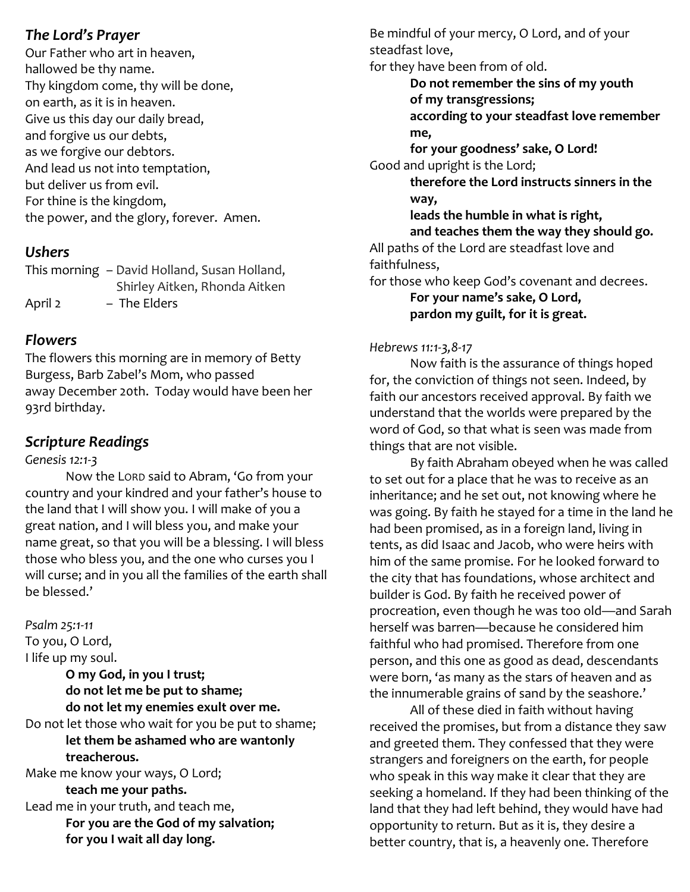## *The Lord's Prayer*

Our Father who art in heaven,
hallowed be thy name.
Thy kingdom come, thy will be done,
on earth, as it is in heaven.
Give us this day our daily bread,
and forgive us our debts,
as we forgive our debtors.
And lead us not into temptation,
but deliver us from evil.
For thine is the kingdom,
the power, and the glory, forever. Amen.

## *Ushers*

This morning – David Holland, Susan Holland, Shirley Aitken, Rhonda Aitken
April 2 – The Elders

## *Flowers*

The flowers this morning are in memory of Betty Burgess, Barb Zabel's Mom, who passed away December 20th. Today would have been her 93rd birthday.

## *Scripture Readings*

*Genesis 12:1-3*

Now the LORD said to Abram, 'Go from your country and your kindred and your father's house to the land that I will show you. I will make of you a great nation, and I will bless you, and make your name great, so that you will be a blessing. I will bless those who bless you, and the one who curses you I will curse; and in you all the families of the earth shall be blessed.'

*Psalm 25:1-11*

To you, O Lord,
I life up my soul.
**O my God, in you I trust;**
**do not let me be put to shame;**
**do not let my enemies exult over me.**
Do not let those who wait for you be put to shame;
**let them be ashamed who are wantonly treacherous.**
Make me know your ways, O Lord;
**teach me your paths.**
Lead me in your truth, and teach me,
**For you are the God of my salvation;**
**for you I wait all day long.**
Be mindful of your mercy, O Lord, and of your steadfast love,
for they have been from of old.
**Do not remember the sins of my youth of my transgressions;**
**according to your steadfast love remember me,**
**for your goodness' sake, O Lord!**
Good and upright is the Lord;
**therefore the Lord instructs sinners in the way,**
**leads the humble in what is right,**
**and teaches them the way they should go.**
All paths of the Lord are steadfast love and faithfulness,
for those who keep God's covenant and decrees.
**For your name's sake, O Lord,**
**pardon my guilt, for it is great.**

*Hebrews 11:1-3,8-17*

Now faith is the assurance of things hoped for, the conviction of things not seen. Indeed, by faith our ancestors received approval. By faith we understand that the worlds were prepared by the word of God, so that what is seen was made from things that are not visible.

By faith Abraham obeyed when he was called to set out for a place that he was to receive as an inheritance; and he set out, not knowing where he was going. By faith he stayed for a time in the land he had been promised, as in a foreign land, living in tents, as did Isaac and Jacob, who were heirs with him of the same promise. For he looked forward to the city that has foundations, whose architect and builder is God. By faith he received power of procreation, even though he was too old—and Sarah herself was barren—because he considered him faithful who had promised. Therefore from one person, and this one as good as dead, descendants were born, 'as many as the stars of heaven and as the innumerable grains of sand by the seashore.'

All of these died in faith without having received the promises, but from a distance they saw and greeted them. They confessed that they were strangers and foreigners on the earth, for people who speak in this way make it clear that they are seeking a homeland. If they had been thinking of the land that they had left behind, they would have had opportunity to return. But as it is, they desire a better country, that is, a heavenly one. Therefore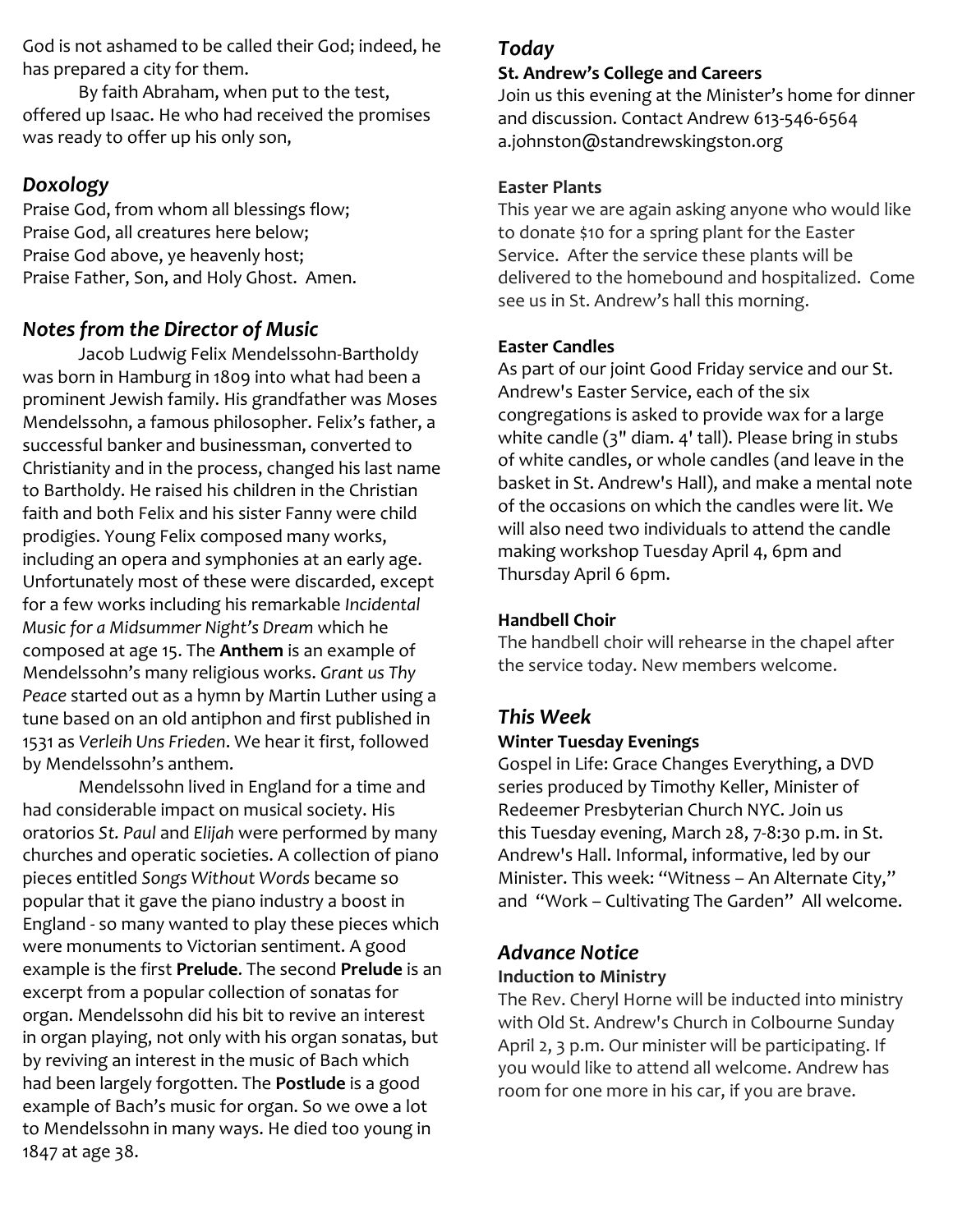God is not ashamed to be called their God; indeed, he has prepared a city for them.

By faith Abraham, when put to the test, offered up Isaac. He who had received the promises was ready to offer up his only son,

## *Doxology*

Praise God, from whom all blessings flow;
Praise God, all creatures here below;
Praise God above, ye heavenly host;
Praise Father, Son, and Holy Ghost. Amen.

## *Notes from the Director of Music*

Jacob Ludwig Felix Mendelssohn-Bartholdy was born in Hamburg in 1809 into what had been a prominent Jewish family. His grandfather was Moses Mendelssohn, a famous philosopher. Felix's father, a successful banker and businessman, converted to Christianity and in the process, changed his last name to Bartholdy. He raised his children in the Christian faith and both Felix and his sister Fanny were child prodigies. Young Felix composed many works, including an opera and symphonies at an early age. Unfortunately most of these were discarded, except for a few works including his remarkable *Incidental Music for a Midsummer Night's Dream* which he composed at age 15. The **Anthem** is an example of Mendelssohn's many religious works. *Grant us Thy Peace* started out as a hymn by Martin Luther using a tune based on an old antiphon and first published in 1531 as *Verleih Uns Frieden*. We hear it first, followed by Mendelssohn's anthem.

Mendelssohn lived in England for a time and had considerable impact on musical society. His oratorios *St. Paul* and *Elijah* were performed by many churches and operatic societies. A collection of piano pieces entitled *Songs Without Words* became so popular that it gave the piano industry a boost in England - so many wanted to play these pieces which were monuments to Victorian sentiment. A good example is the first **Prelude**. The second **Prelude** is an excerpt from a popular collection of sonatas for organ. Mendelssohn did his bit to revive an interest in organ playing, not only with his organ sonatas, but by reviving an interest in the music of Bach which had been largely forgotten. The **Postlude** is a good example of Bach's music for organ. So we owe a lot to Mendelssohn in many ways. He died too young in 1847 at age 38.

## *Today*

**St. Andrew's College and Careers**

Join us this evening at the Minister's home for dinner and discussion. Contact Andrew 613-546-6564 a.johnston@standrewskingston.org

**Easter Plants**

This year we are again asking anyone who would like to donate $10 for a spring plant for the Easter Service. After the service these plants will be delivered to the homebound and hospitalized. Come see us in St. Andrew's hall this morning.

**Easter Candles**

As part of our joint Good Friday service and our St. Andrew's Easter Service, each of the six congregations is asked to provide wax for a large white candle (3" diam. 4' tall). Please bring in stubs of white candles, or whole candles (and leave in the basket in St. Andrew's Hall), and make a mental note of the occasions on which the candles were lit. We will also need two individuals to attend the candle making workshop Tuesday April 4, 6pm and Thursday April 6 6pm.

**Handbell Choir**

The handbell choir will rehearse in the chapel after the service today. New members welcome.

## *This Week*

**Winter Tuesday Evenings**

Gospel in Life: Grace Changes Everything, a DVD series produced by Timothy Keller, Minister of Redeemer Presbyterian Church NYC. Join us this Tuesday evening, March 28, 7-8:30 p.m. in St. Andrew's Hall. Informal, informative, led by our Minister. This week: "Witness – An Alternate City," and "Work – Cultivating The Garden" All welcome.

## *Advance Notice*

**Induction to Ministry**

The Rev. Cheryl Horne will be inducted into ministry with Old St. Andrew's Church in Colbourne Sunday April 2, 3 p.m. Our minister will be participating. If you would like to attend all welcome. Andrew has room for one more in his car, if you are brave.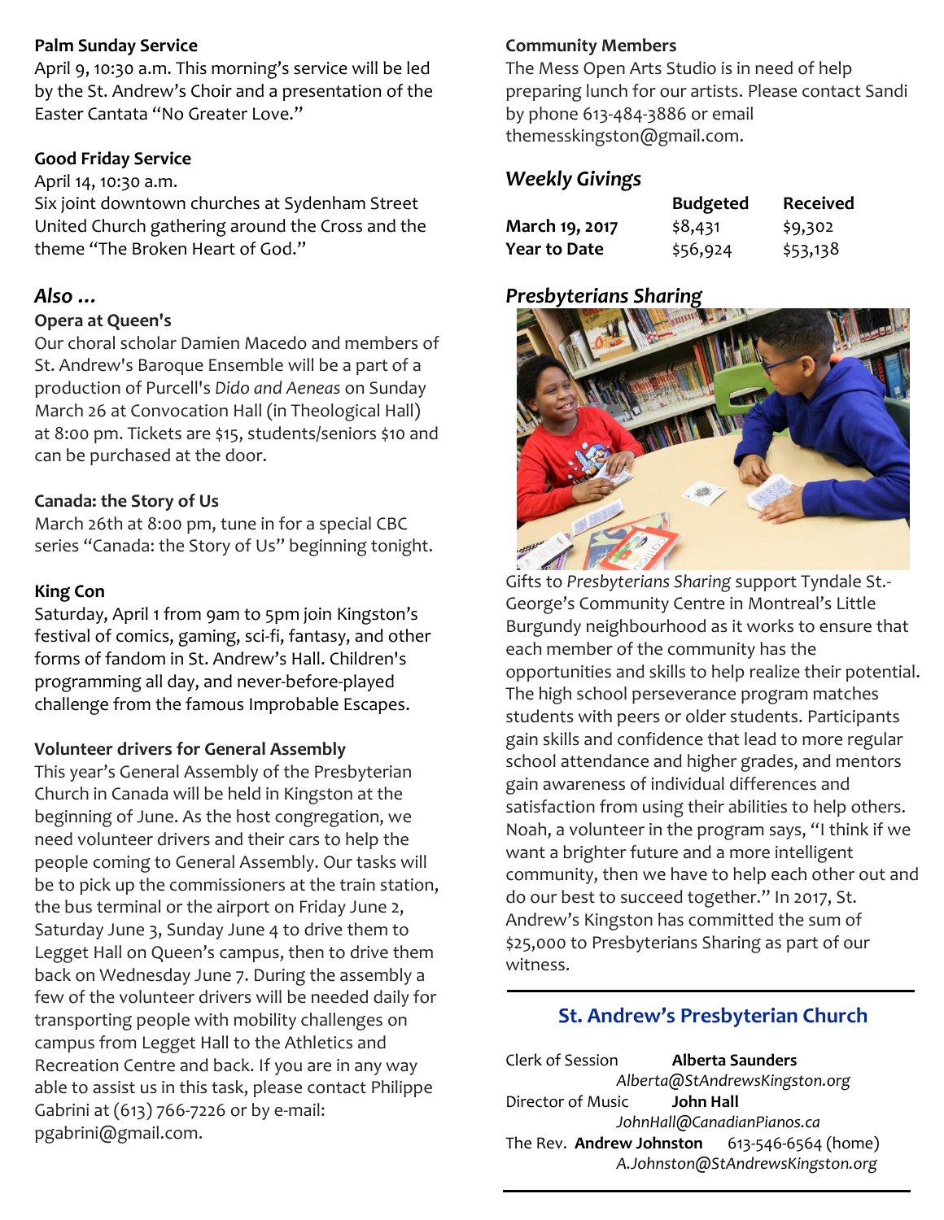**Palm Sunday Service**
April 9, 10:30 a.m. This morning's service will be led by the St. Andrew's Choir and a presentation of the Easter Cantata "No Greater Love."

**Good Friday Service**
April 14, 10:30 a.m.
Six joint downtown churches at Sydenham Street United Church gathering around the Cross and the theme "The Broken Heart of God."

## *Also ...*

**Opera at Queen's**
Our choral scholar Damien Macedo and members of St. Andrew's Baroque Ensemble will be a part of a production of Purcell's *Dido and Aeneas* on Sunday March 26 at Convocation Hall (in Theological Hall) at 8:00 pm. Tickets are $15, students/seniors $10 and can be purchased at the door.

**Canada: the Story of Us**
March 26th at 8:00 pm, tune in for a special CBC series "Canada: the Story of Us" beginning tonight.

**King Con**
Saturday, April 1 from 9am to 5pm join Kingston's festival of comics, gaming, sci-fi, fantasy, and other forms of fandom in St. Andrew's Hall. Children's programming all day, and never-before-played challenge from the famous Improbable Escapes.

**Volunteer drivers for General Assembly**
This year's General Assembly of the Presbyterian Church in Canada will be held in Kingston at the beginning of June. As the host congregation, we need volunteer drivers and their cars to help the people coming to General Assembly. Our tasks will be to pick up the commissioners at the train station, the bus terminal or the airport on Friday June 2, Saturday June 3, Sunday June 4 to drive them to Legget Hall on Queen's campus, then to drive them back on Wednesday June 7. During the assembly a few of the volunteer drivers will be needed daily for transporting people with mobility challenges on campus from Legget Hall to the Athletics and Recreation Centre and back. If you are in any way able to assist us in this task, please contact Philippe Gabrini at (613) 766-7226 or by e-mail: pgabrini@gmail.com.

**Community Members**
The Mess Open Arts Studio is in need of help preparing lunch for our artists. Please contact Sandi by phone 613-484-3886 or email themesskingston@gmail.com.

## *Weekly Givings*

| | Budgeted | Received |
|---|---|---|
| **March 19, 2017** | $8,431 | $9,302 |
| **Year to Date** | $56,924 | $53,138 |

## *Presbyterians Sharing*

Gifts to *Presbyterians Sharing* support Tyndale St.-George's Community Centre in Montreal's Little Burgundy neighbourhood as it works to ensure that each member of the community has the opportunities and skills to help realize their potential. The high school perseverance program matches students with peers or older students. Participants gain skills and confidence that lead to more regular school attendance and higher grades, and mentors gain awareness of individual differences and satisfaction from using their abilities to help others. Noah, a volunteer in the program says, "I think if we want a brighter future and a more intelligent community, then we have to help each other out and do our best to succeed together." In 2017, St. Andrew's Kingston has committed the sum of $25,000 to Presbyterians Sharing as part of our witness.

## St. Andrew's Presbyterian Church

Clerk of Session **Alberta Saunders**
*Alberta@StAndrewsKingston.org*
Director of Music **John Hall**
*JohnHall@CanadianPianos.ca*
The Rev. **Andrew Johnston** 613-546-6564 (home)
*A.Johnston@StAndrewsKingston.org*